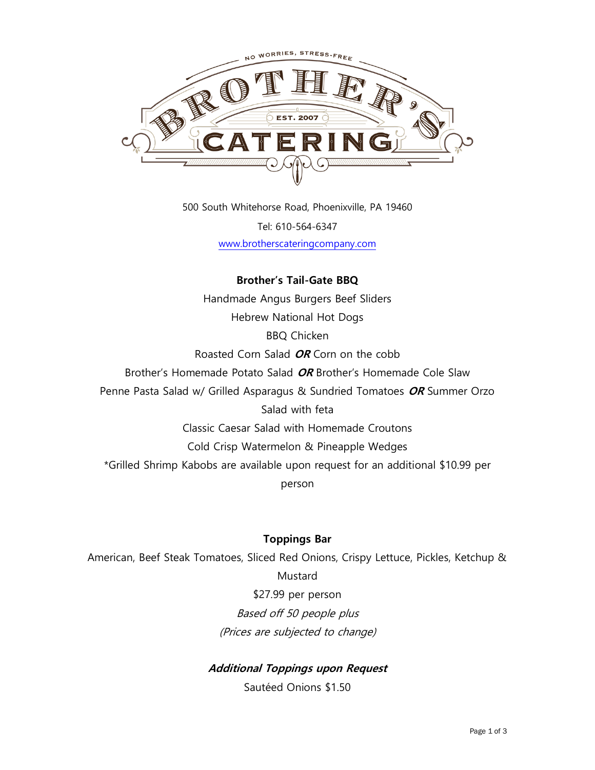NO WORRIES, STRESS-FREE

# BROTHER'S CATERING

EST. 2007

500 South Whitehorse Road, Phoenixville, PA 19460

Tel: 610-564-6347

www.brotherscateringcompany.com

**Brother's Tail-Gate BBQ**

Handmade Angus Burgers Beef Sliders

Hebrew National Hot Dogs

BBQ Chicken

Roasted Corn Salad ***OR*** Corn on the cobb

Brother's Homemade Potato Salad ***OR*** Brother's Homemade Cole Slaw

Penne Pasta Salad w/ Grilled Asparagus & Sundried Tomatoes ***OR*** Summer Orzo Salad with feta

Classic Caesar Salad with Homemade Croutons

Cold Crisp Watermelon & Pineapple Wedges

*Grilled Shrimp Kabobs are available upon request for an additional $10.99 per person

**Toppings Bar**

American, Beef Steak Tomatoes, Sliced Red Onions, Crispy Lettuce, Pickles, Ketchup & Mustard

$27.99 per person

*Based off 50 people plus*

*(Prices are subjected to change)*

***Additional Toppings upon Request***

Sautéed Onions $1.50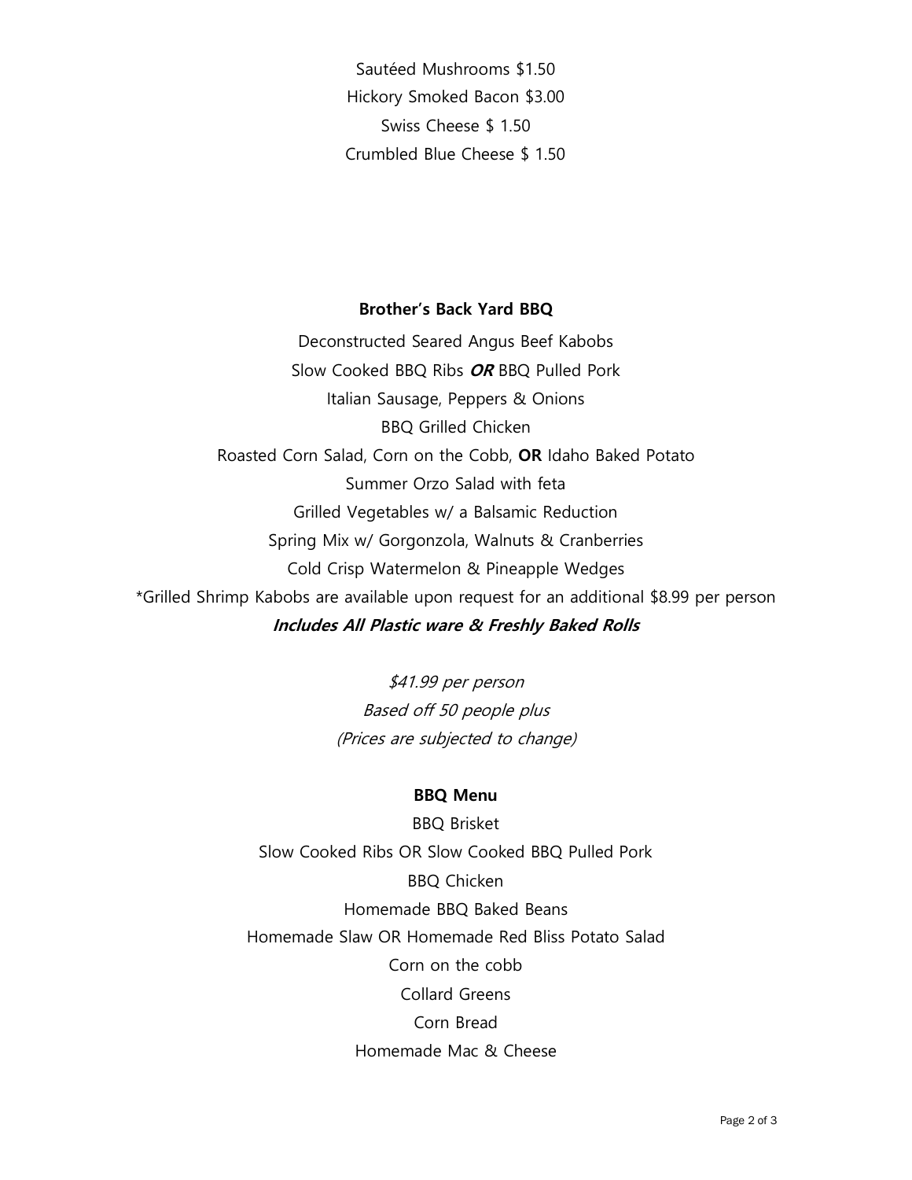Sautéed Mushrooms $1.50

Hickory Smoked Bacon $3.00

Swiss Cheese $ 1.50

Crumbled Blue Cheese $ 1.50

**Brother's Back Yard BBQ**

Deconstructed Seared Angus Beef Kabobs

Slow Cooked BBQ Ribs ***OR*** BBQ Pulled Pork

Italian Sausage, Peppers & Onions

BBQ Grilled Chicken

Roasted Corn Salad, Corn on the Cobb, **OR** Idaho Baked Potato

Summer Orzo Salad with feta

Grilled Vegetables w/ a Balsamic Reduction

Spring Mix w/ Gorgonzola, Walnuts & Cranberries

Cold Crisp Watermelon & Pineapple Wedges

*Grilled Shrimp Kabobs are available upon request for an additional $8.99 per person

***Includes All Plastic ware & Freshly Baked Rolls***

*$41.99 per person*

*Based off 50 people plus*

*(Prices are subjected to change)*

**BBQ Menu**

BBQ Brisket

Slow Cooked Ribs OR Slow Cooked BBQ Pulled Pork

BBQ Chicken

Homemade BBQ Baked Beans

Homemade Slaw OR Homemade Red Bliss Potato Salad

Corn on the cobb

Collard Greens

Corn Bread

Homemade Mac & Cheese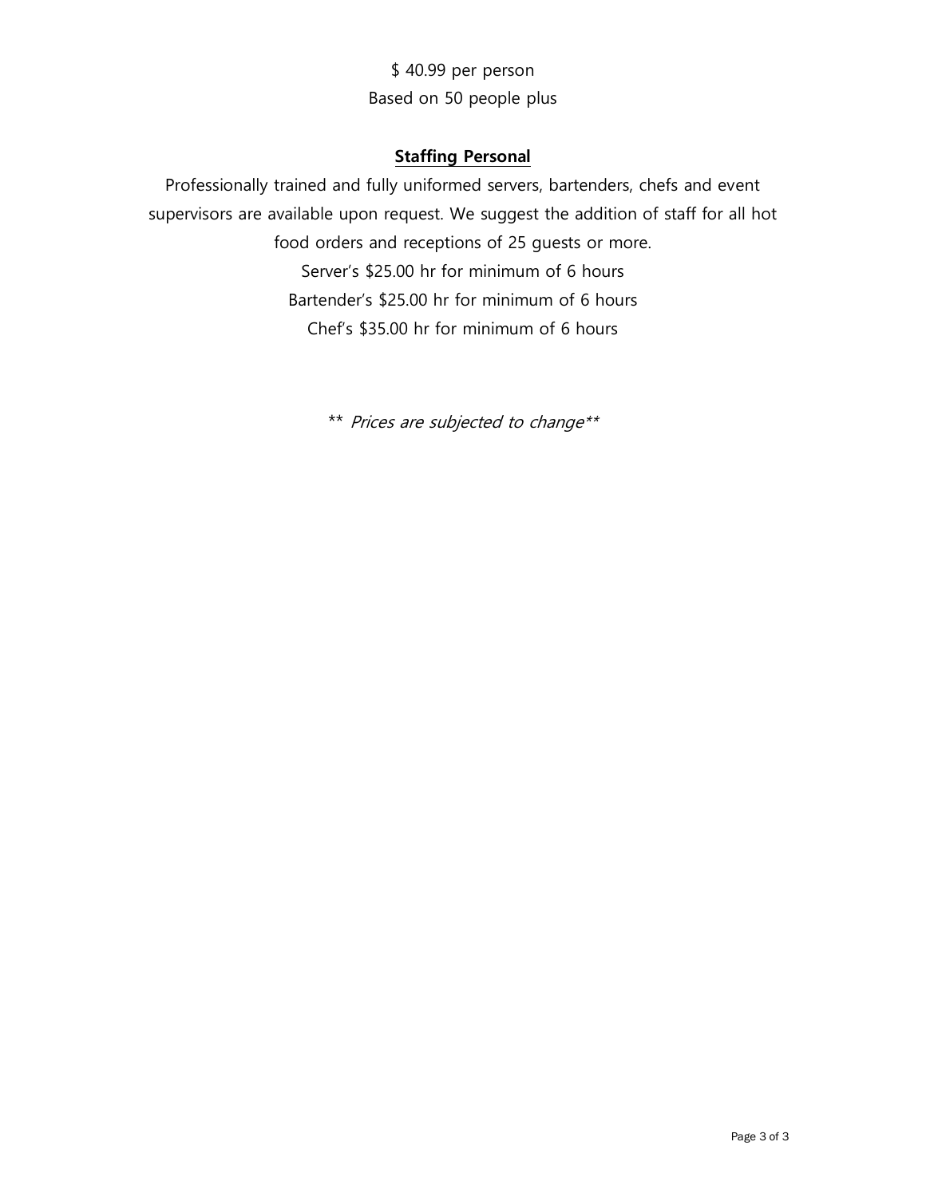$ 40.99 per person

Based on 50 people plus

## **Staffing Personal**

Professionally trained and fully uniformed servers, bartenders, chefs and event supervisors are available upon request. We suggest the addition of staff for all hot food orders and receptions of 25 guests or more.

Server's $25.00 hr for minimum of 6 hours

Bartender's $25.00 hr for minimum of 6 hours

Chef's $35.00 hr for minimum of 6 hours

** *Prices are subjected to change***